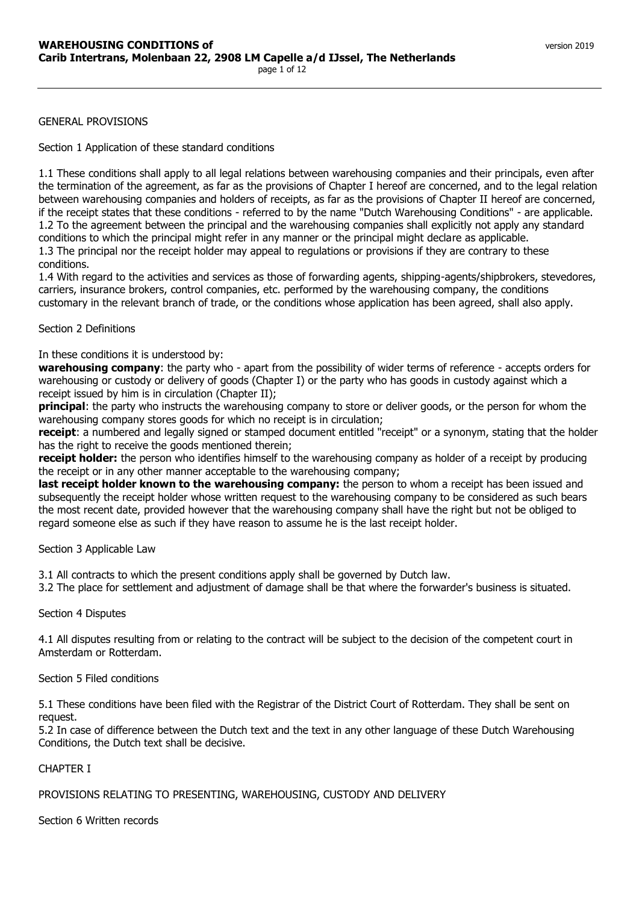GENERAL PROVISIONS

Section 1 Application of these standard conditions

1.1 These conditions shall apply to all legal relations between warehousing companies and their principals, even after the termination of the agreement, as far as the provisions of Chapter I hereof are concerned, and to the legal relation between warehousing companies and holders of receipts, as far as the provisions of Chapter II hereof are concerned, if the receipt states that these conditions - referred to by the name "Dutch Warehousing Conditions" - are applicable.
1.2 To the agreement between the principal and the warehousing companies shall explicitly not apply any standard conditions to which the principal might refer in any manner or the principal might declare as applicable.
1.3 The principal nor the receipt holder may appeal to regulations or provisions if they are contrary to these conditions.
1.4 With regard to the activities and services as those of forwarding agents, shipping-agents/shipbrokers, stevedores, carriers, insurance brokers, control companies, etc. performed by the warehousing company, the conditions customary in the relevant branch of trade, or the conditions whose application has been agreed, shall also apply.

Section 2 Definitions

In these conditions it is understood by:

**warehousing company**: the party who - apart from the possibility of wider terms of reference - accepts orders for warehousing or custody or delivery of goods (Chapter I) or the party who has goods in custody against which a receipt issued by him is in circulation (Chapter II);

**principal**: the party who instructs the warehousing company to store or deliver goods, or the person for whom the warehousing company stores goods for which no receipt is in circulation;

**receipt**: a numbered and legally signed or stamped document entitled "receipt" or a synonym, stating that the holder has the right to receive the goods mentioned therein;

**receipt holder:** the person who identifies himself to the warehousing company as holder of a receipt by producing the receipt or in any other manner acceptable to the warehousing company;

**last receipt holder known to the warehousing company:** the person to whom a receipt has been issued and subsequently the receipt holder whose written request to the warehousing company to be considered as such bears the most recent date, provided however that the warehousing company shall have the right but not be obliged to regard someone else as such if they have reason to assume he is the last receipt holder.

Section 3 Applicable Law

3.1 All contracts to which the present conditions apply shall be governed by Dutch law.
3.2 The place for settlement and adjustment of damage shall be that where the forwarder's business is situated.

Section 4 Disputes

4.1 All disputes resulting from or relating to the contract will be subject to the decision of the competent court in Amsterdam or Rotterdam.

Section 5 Filed conditions

5.1 These conditions have been filed with the Registrar of the District Court of Rotterdam. They shall be sent on request.
5.2 In case of difference between the Dutch text and the text in any other language of these Dutch Warehousing Conditions, the Dutch text shall be decisive.

CHAPTER I

PROVISIONS RELATING TO PRESENTING, WAREHOUSING, CUSTODY AND DELIVERY

Section 6 Written records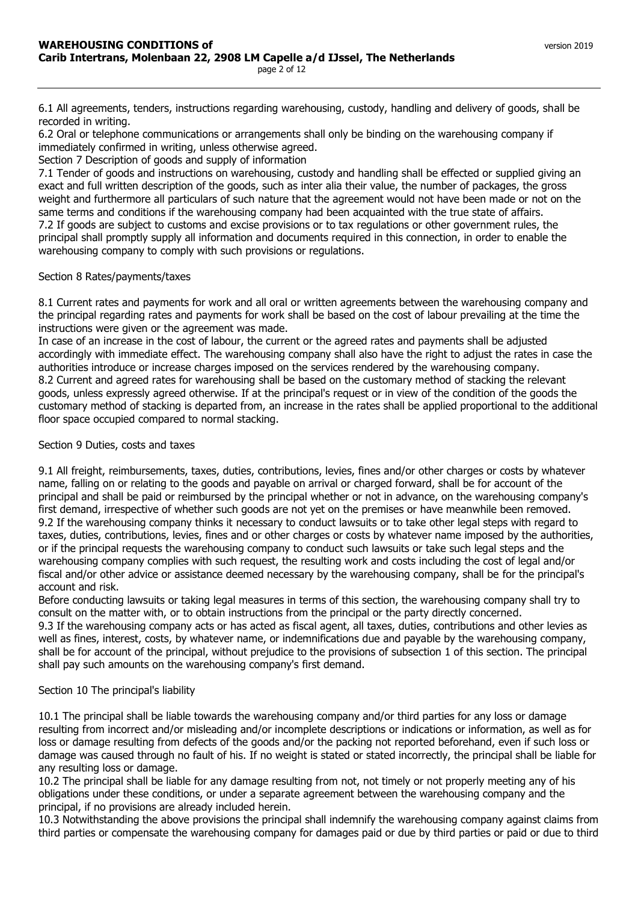6.1 All agreements, tenders, instructions regarding warehousing, custody, handling and delivery of goods, shall be recorded in writing.

6.2 Oral or telephone communications or arrangements shall only be binding on the warehousing company if immediately confirmed in writing, unless otherwise agreed.

## Section 7 Description of goods and supply of information

7.1 Tender of goods and instructions on warehousing, custody and handling shall be effected or supplied giving an exact and full written description of the goods, such as inter alia their value, the number of packages, the gross weight and furthermore all particulars of such nature that the agreement would not have been made or not on the same terms and conditions if the warehousing company had been acquainted with the true state of affairs.

7.2 If goods are subject to customs and excise provisions or to tax regulations or other government rules, the principal shall promptly supply all information and documents required in this connection, in order to enable the warehousing company to comply with such provisions or regulations.

## Section 8 Rates/payments/taxes

8.1 Current rates and payments for work and all oral or written agreements between the warehousing company and the principal regarding rates and payments for work shall be based on the cost of labour prevailing at the time the instructions were given or the agreement was made.

In case of an increase in the cost of labour, the current or the agreed rates and payments shall be adjusted accordingly with immediate effect. The warehousing company shall also have the right to adjust the rates in case the authorities introduce or increase charges imposed on the services rendered by the warehousing company.

8.2 Current and agreed rates for warehousing shall be based on the customary method of stacking the relevant goods, unless expressly agreed otherwise. If at the principal's request or in view of the condition of the goods the customary method of stacking is departed from, an increase in the rates shall be applied proportional to the additional floor space occupied compared to normal stacking.

## Section 9 Duties, costs and taxes

9.1 All freight, reimbursements, taxes, duties, contributions, levies, fines and/or other charges or costs by whatever name, falling on or relating to the goods and payable on arrival or charged forward, shall be for account of the principal and shall be paid or reimbursed by the principal whether or not in advance, on the warehousing company's first demand, irrespective of whether such goods are not yet on the premises or have meanwhile been removed.

9.2 If the warehousing company thinks it necessary to conduct lawsuits or to take other legal steps with regard to taxes, duties, contributions, levies, fines and or other charges or costs by whatever name imposed by the authorities, or if the principal requests the warehousing company to conduct such lawsuits or take such legal steps and the warehousing company complies with such request, the resulting work and costs including the cost of legal and/or fiscal and/or other advice or assistance deemed necessary by the warehousing company, shall be for the principal's account and risk.

Before conducting lawsuits or taking legal measures in terms of this section, the warehousing company shall try to consult on the matter with, or to obtain instructions from the principal or the party directly concerned.

9.3 If the warehousing company acts or has acted as fiscal agent, all taxes, duties, contributions and other levies as well as fines, interest, costs, by whatever name, or indemnifications due and payable by the warehousing company, shall be for account of the principal, without prejudice to the provisions of subsection 1 of this section. The principal shall pay such amounts on the warehousing company's first demand.

## Section 10 The principal's liability

10.1 The principal shall be liable towards the warehousing company and/or third parties for any loss or damage resulting from incorrect and/or misleading and/or incomplete descriptions or indications or information, as well as for loss or damage resulting from defects of the goods and/or the packing not reported beforehand, even if such loss or damage was caused through no fault of his. If no weight is stated or stated incorrectly, the principal shall be liable for any resulting loss or damage.

10.2 The principal shall be liable for any damage resulting from not, not timely or not properly meeting any of his obligations under these conditions, or under a separate agreement between the warehousing company and the principal, if no provisions are already included herein.

10.3 Notwithstanding the above provisions the principal shall indemnify the warehousing company against claims from third parties or compensate the warehousing company for damages paid or due by third parties or paid or due to third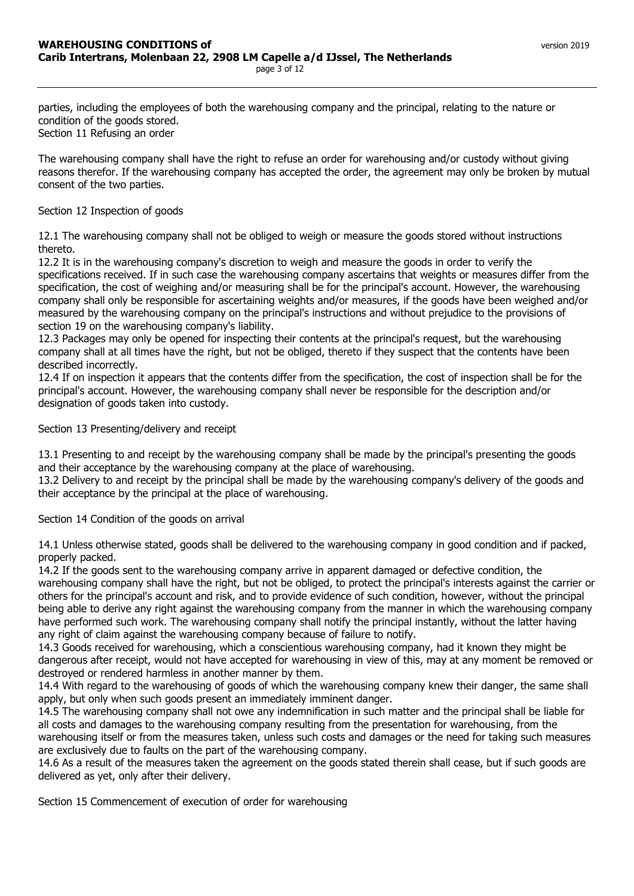parties, including the employees of both the warehousing company and the principal, relating to the nature or condition of the goods stored.

Section 11 Refusing an order

The warehousing company shall have the right to refuse an order for warehousing and/or custody without giving reasons therefor. If the warehousing company has accepted the order, the agreement may only be broken by mutual consent of the two parties.

Section 12 Inspection of goods

12.1 The warehousing company shall not be obliged to weigh or measure the goods stored without instructions thereto.

12.2 It is in the warehousing company's discretion to weigh and measure the goods in order to verify the specifications received. If in such case the warehousing company ascertains that weights or measures differ from the specification, the cost of weighing and/or measuring shall be for the principal's account. However, the warehousing company shall only be responsible for ascertaining weights and/or measures, if the goods have been weighed and/or measured by the warehousing company on the principal's instructions and without prejudice to the provisions of section 19 on the warehousing company's liability.

12.3 Packages may only be opened for inspecting their contents at the principal's request, but the warehousing company shall at all times have the right, but not be obliged, thereto if they suspect that the contents have been described incorrectly.

12.4 If on inspection it appears that the contents differ from the specification, the cost of inspection shall be for the principal's account. However, the warehousing company shall never be responsible for the description and/or designation of goods taken into custody.

Section 13 Presenting/delivery and receipt

13.1 Presenting to and receipt by the warehousing company shall be made by the principal's presenting the goods and their acceptance by the warehousing company at the place of warehousing.

13.2 Delivery to and receipt by the principal shall be made by the warehousing company's delivery of the goods and their acceptance by the principal at the place of warehousing.

Section 14 Condition of the goods on arrival

14.1 Unless otherwise stated, goods shall be delivered to the warehousing company in good condition and if packed, properly packed.

14.2 If the goods sent to the warehousing company arrive in apparent damaged or defective condition, the warehousing company shall have the right, but not be obliged, to protect the principal's interests against the carrier or others for the principal's account and risk, and to provide evidence of such condition, however, without the principal being able to derive any right against the warehousing company from the manner in which the warehousing company have performed such work. The warehousing company shall notify the principal instantly, without the latter having any right of claim against the warehousing company because of failure to notify.

14.3 Goods received for warehousing, which a conscientious warehousing company, had it known they might be dangerous after receipt, would not have accepted for warehousing in view of this, may at any moment be removed or destroyed or rendered harmless in another manner by them.

14.4 With regard to the warehousing of goods of which the warehousing company knew their danger, the same shall apply, but only when such goods present an immediately imminent danger.

14.5 The warehousing company shall not owe any indemnification in such matter and the principal shall be liable for all costs and damages to the warehousing company resulting from the presentation for warehousing, from the warehousing itself or from the measures taken, unless such costs and damages or the need for taking such measures are exclusively due to faults on the part of the warehousing company.

14.6 As a result of the measures taken the agreement on the goods stated therein shall cease, but if such goods are delivered as yet, only after their delivery.

Section 15 Commencement of execution of order for warehousing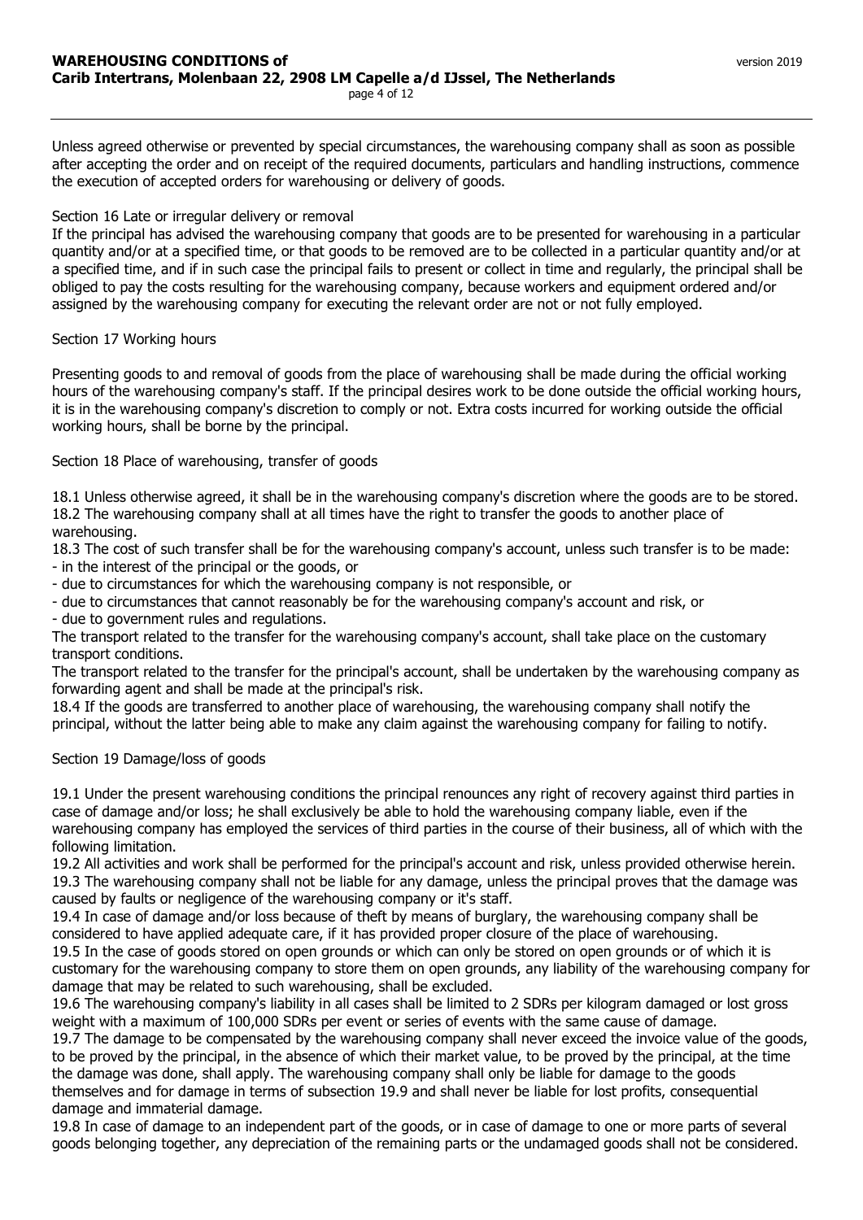Unless agreed otherwise or prevented by special circumstances, the warehousing company shall as soon as possible after accepting the order and on receipt of the required documents, particulars and handling instructions, commence the execution of accepted orders for warehousing or delivery of goods.

Section 16 Late or irregular delivery or removal

If the principal has advised the warehousing company that goods are to be presented for warehousing in a particular quantity and/or at a specified time, or that goods to be removed are to be collected in a particular quantity and/or at a specified time, and if in such case the principal fails to present or collect in time and regularly, the principal shall be obliged to pay the costs resulting for the warehousing company, because workers and equipment ordered and/or assigned by the warehousing company for executing the relevant order are not or not fully employed.

Section 17 Working hours

Presenting goods to and removal of goods from the place of warehousing shall be made during the official working hours of the warehousing company's staff. If the principal desires work to be done outside the official working hours, it is in the warehousing company's discretion to comply or not. Extra costs incurred for working outside the official working hours, shall be borne by the principal.

Section 18 Place of warehousing, transfer of goods

18.1 Unless otherwise agreed, it shall be in the warehousing company's discretion where the goods are to be stored.
18.2 The warehousing company shall at all times have the right to transfer the goods to another place of warehousing.
18.3 The cost of such transfer shall be for the warehousing company's account, unless such transfer is to be made:
- in the interest of the principal or the goods, or
- due to circumstances for which the warehousing company is not responsible, or
- due to circumstances that cannot reasonably be for the warehousing company's account and risk, or
- due to government rules and regulations.

The transport related to the transfer for the warehousing company's account, shall take place on the customary transport conditions.
The transport related to the transfer for the principal's account, shall be undertaken by the warehousing company as forwarding agent and shall be made at the principal's risk.
18.4 If the goods are transferred to another place of warehousing, the warehousing company shall notify the principal, without the latter being able to make any claim against the warehousing company for failing to notify.

Section 19 Damage/loss of goods

19.1 Under the present warehousing conditions the principal renounces any right of recovery against third parties in case of damage and/or loss; he shall exclusively be able to hold the warehousing company liable, even if the warehousing company has employed the services of third parties in the course of their business, all of which with the following limitation.
19.2 All activities and work shall be performed for the principal's account and risk, unless provided otherwise herein.
19.3 The warehousing company shall not be liable for any damage, unless the principal proves that the damage was caused by faults or negligence of the warehousing company or it's staff.
19.4 In case of damage and/or loss because of theft by means of burglary, the warehousing company shall be considered to have applied adequate care, if it has provided proper closure of the place of warehousing.
19.5 In the case of goods stored on open grounds or which can only be stored on open grounds or of which it is customary for the warehousing company to store them on open grounds, any liability of the warehousing company for damage that may be related to such warehousing, shall be excluded.
19.6 The warehousing company's liability in all cases shall be limited to 2 SDRs per kilogram damaged or lost gross weight with a maximum of 100,000 SDRs per event or series of events with the same cause of damage.
19.7 The damage to be compensated by the warehousing company shall never exceed the invoice value of the goods, to be proved by the principal, in the absence of which their market value, to be proved by the principal, at the time the damage was done, shall apply. The warehousing company shall only be liable for damage to the goods themselves and for damage in terms of subsection 19.9 and shall never be liable for lost profits, consequential damage and immaterial damage.
19.8 In case of damage to an independent part of the goods, or in case of damage to one or more parts of several goods belonging together, any depreciation of the remaining parts or the undamaged goods shall not be considered.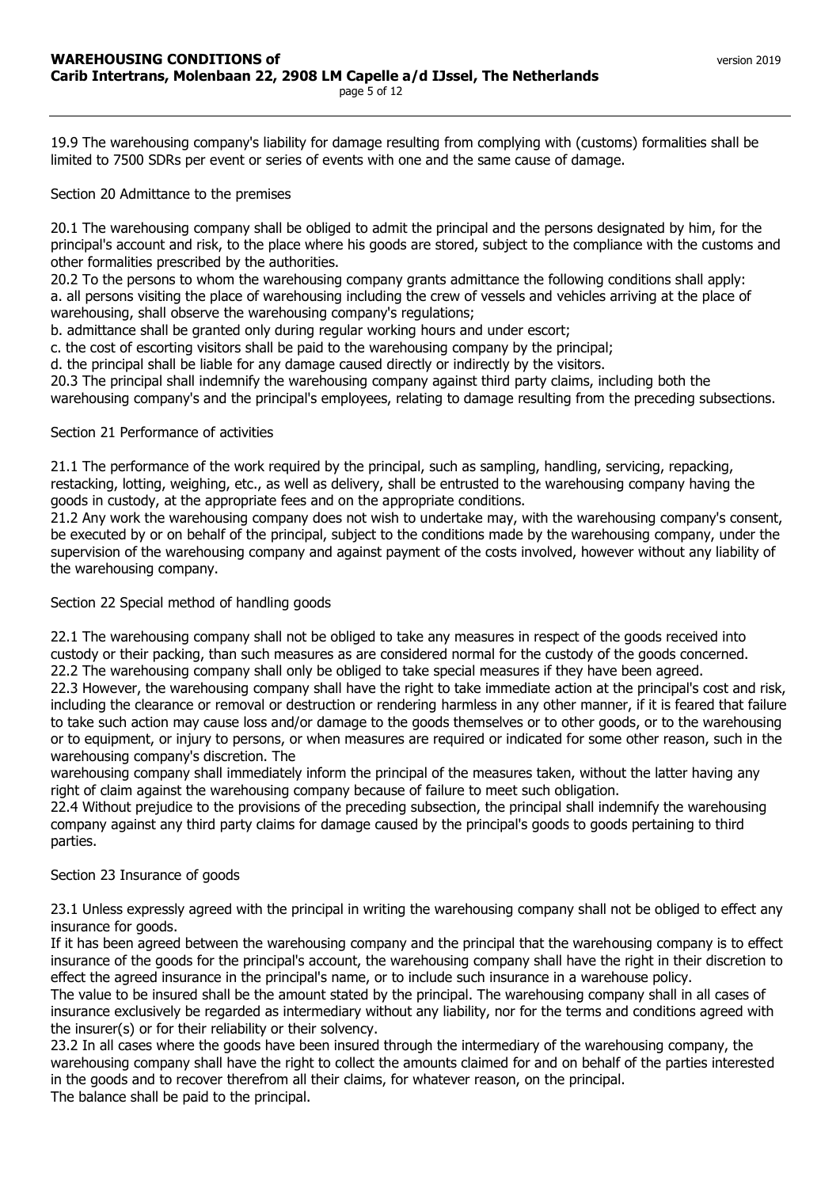19.9 The warehousing company's liability for damage resulting from complying with (customs) formalities shall be limited to 7500 SDRs per event or series of events with one and the same cause of damage.

## Section 20 Admittance to the premises

20.1 The warehousing company shall be obliged to admit the principal and the persons designated by him, for the principal's account and risk, to the place where his goods are stored, subject to the compliance with the customs and other formalities prescribed by the authorities.

20.2 To the persons to whom the warehousing company grants admittance the following conditions shall apply:

a. all persons visiting the place of warehousing including the crew of vessels and vehicles arriving at the place of warehousing, shall observe the warehousing company's regulations;

b. admittance shall be granted only during regular working hours and under escort;

c. the cost of escorting visitors shall be paid to the warehousing company by the principal;

d. the principal shall be liable for any damage caused directly or indirectly by the visitors.

20.3 The principal shall indemnify the warehousing company against third party claims, including both the warehousing company's and the principal's employees, relating to damage resulting from the preceding subsections.

## Section 21 Performance of activities

21.1 The performance of the work required by the principal, such as sampling, handling, servicing, repacking, restacking, lotting, weighing, etc., as well as delivery, shall be entrusted to the warehousing company having the goods in custody, at the appropriate fees and on the appropriate conditions.

21.2 Any work the warehousing company does not wish to undertake may, with the warehousing company's consent, be executed by or on behalf of the principal, subject to the conditions made by the warehousing company, under the supervision of the warehousing company and against payment of the costs involved, however without any liability of the warehousing company.

## Section 22 Special method of handling goods

22.1 The warehousing company shall not be obliged to take any measures in respect of the goods received into custody or their packing, than such measures as are considered normal for the custody of the goods concerned.

22.2 The warehousing company shall only be obliged to take special measures if they have been agreed.

22.3 However, the warehousing company shall have the right to take immediate action at the principal's cost and risk, including the clearance or removal or destruction or rendering harmless in any other manner, if it is feared that failure to take such action may cause loss and/or damage to the goods themselves or to other goods, or to the warehousing or to equipment, or injury to persons, or when measures are required or indicated for some other reason, such in the warehousing company's discretion. The warehousing company shall immediately inform the principal of the measures taken, without the latter having any right of claim against the warehousing company because of failure to meet such obligation.

22.4 Without prejudice to the provisions of the preceding subsection, the principal shall indemnify the warehousing company against any third party claims for damage caused by the principal's goods to goods pertaining to third parties.

## Section 23 Insurance of goods

23.1 Unless expressly agreed with the principal in writing the warehousing company shall not be obliged to effect any insurance for goods.

If it has been agreed between the warehousing company and the principal that the warehousing company is to effect insurance of the goods for the principal's account, the warehousing company shall have the right in their discretion to effect the agreed insurance in the principal's name, or to include such insurance in a warehouse policy.

The value to be insured shall be the amount stated by the principal. The warehousing company shall in all cases of insurance exclusively be regarded as intermediary without any liability, nor for the terms and conditions agreed with the insurer(s) or for their reliability or their solvency.

23.2 In all cases where the goods have been insured through the intermediary of the warehousing company, the warehousing company shall have the right to collect the amounts claimed for and on behalf of the parties interested in the goods and to recover therefrom all their claims, for whatever reason, on the principal.

The balance shall be paid to the principal.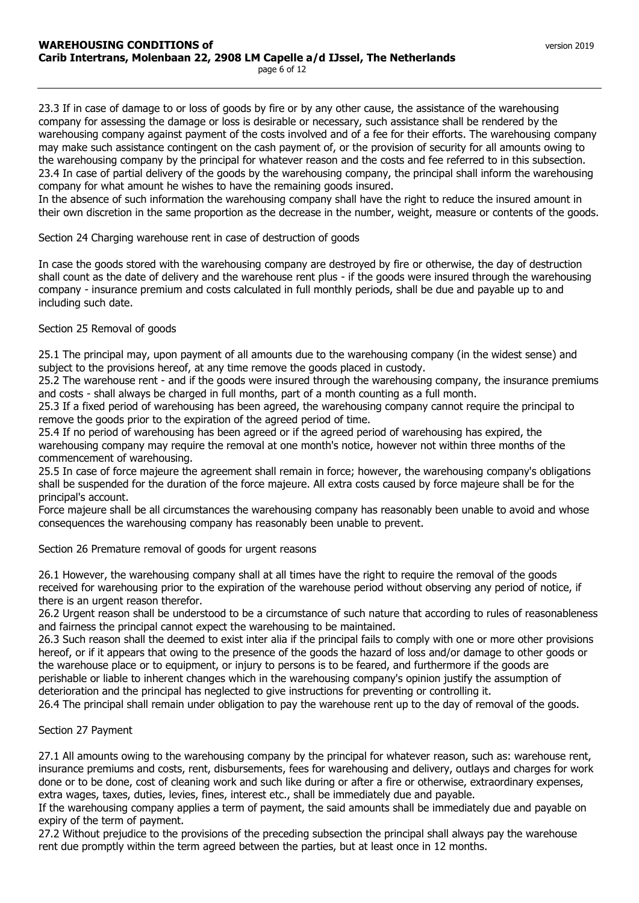23.3 If in case of damage to or loss of goods by fire or by any other cause, the assistance of the warehousing company for assessing the damage or loss is desirable or necessary, such assistance shall be rendered by the warehousing company against payment of the costs involved and of a fee for their efforts. The warehousing company may make such assistance contingent on the cash payment of, or the provision of security for all amounts owing to the warehousing company by the principal for whatever reason and the costs and fee referred to in this subsection.
23.4 In case of partial delivery of the goods by the warehousing company, the principal shall inform the warehousing company for what amount he wishes to have the remaining goods insured.
In the absence of such information the warehousing company shall have the right to reduce the insured amount in their own discretion in the same proportion as the decrease in the number, weight, measure or contents of the goods.

Section 24 Charging warehouse rent in case of destruction of goods

In case the goods stored with the warehousing company are destroyed by fire or otherwise, the day of destruction shall count as the date of delivery and the warehouse rent plus - if the goods were insured through the warehousing company - insurance premium and costs calculated in full monthly periods, shall be due and payable up to and including such date.

Section 25 Removal of goods

25.1 The principal may, upon payment of all amounts due to the warehousing company (in the widest sense) and subject to the provisions hereof, at any time remove the goods placed in custody.
25.2 The warehouse rent - and if the goods were insured through the warehousing company, the insurance premiums and costs - shall always be charged in full months, part of a month counting as a full month.
25.3 If a fixed period of warehousing has been agreed, the warehousing company cannot require the principal to remove the goods prior to the expiration of the agreed period of time.
25.4 If no period of warehousing has been agreed or if the agreed period of warehousing has expired, the warehousing company may require the removal at one month's notice, however not within three months of the commencement of warehousing.
25.5 In case of force majeure the agreement shall remain in force; however, the warehousing company's obligations shall be suspended for the duration of the force majeure. All extra costs caused by force majeure shall be for the principal's account.
Force majeure shall be all circumstances the warehousing company has reasonably been unable to avoid and whose consequences the warehousing company has reasonably been unable to prevent.

Section 26 Premature removal of goods for urgent reasons

26.1 However, the warehousing company shall at all times have the right to require the removal of the goods received for warehousing prior to the expiration of the warehouse period without observing any period of notice, if there is an urgent reason therefor.
26.2 Urgent reason shall be understood to be a circumstance of such nature that according to rules of reasonableness and fairness the principal cannot expect the warehousing to be maintained.
26.3 Such reason shall the deemed to exist inter alia if the principal fails to comply with one or more other provisions hereof, or if it appears that owing to the presence of the goods the hazard of loss and/or damage to other goods or the warehouse place or to equipment, or injury to persons is to be feared, and furthermore if the goods are perishable or liable to inherent changes which in the warehousing company's opinion justify the assumption of deterioration and the principal has neglected to give instructions for preventing or controlling it.
26.4 The principal shall remain under obligation to pay the warehouse rent up to the day of removal of the goods.

Section 27 Payment

27.1 All amounts owing to the warehousing company by the principal for whatever reason, such as: warehouse rent, insurance premiums and costs, rent, disbursements, fees for warehousing and delivery, outlays and charges for work done or to be done, cost of cleaning work and such like during or after a fire or otherwise, extraordinary expenses, extra wages, taxes, duties, levies, fines, interest etc., shall be immediately due and payable.
If the warehousing company applies a term of payment, the said amounts shall be immediately due and payable on expiry of the term of payment.
27.2 Without prejudice to the provisions of the preceding subsection the principal shall always pay the warehouse rent due promptly within the term agreed between the parties, but at least once in 12 months.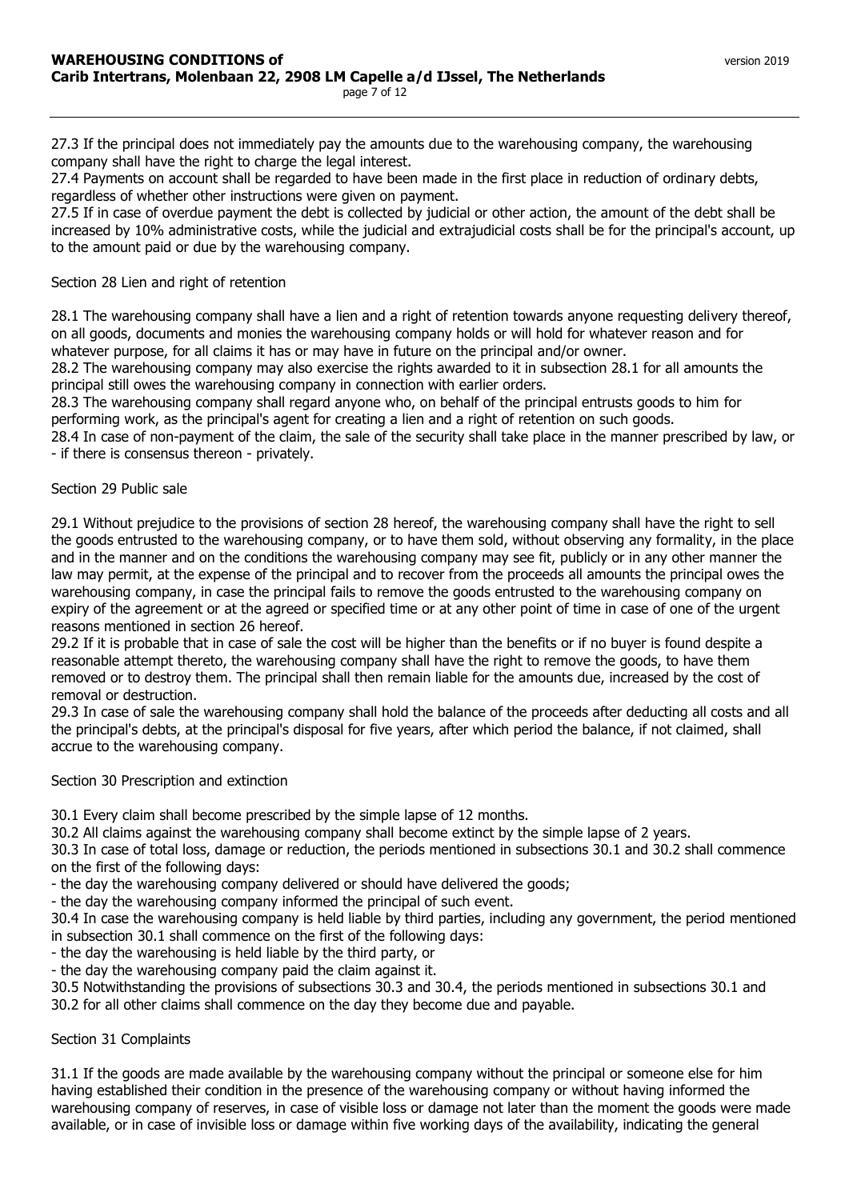27.3 If the principal does not immediately pay the amounts due to the warehousing company, the warehousing company shall have the right to charge the legal interest.
27.4 Payments on account shall be regarded to have been made in the first place in reduction of ordinary debts, regardless of whether other instructions were given on payment.
27.5 If in case of overdue payment the debt is collected by judicial or other action, the amount of the debt shall be increased by 10% administrative costs, while the judicial and extrajudicial costs shall be for the principal's account, up to the amount paid or due by the warehousing company.

Section 28 Lien and right of retention

28.1 The warehousing company shall have a lien and a right of retention towards anyone requesting delivery thereof, on all goods, documents and monies the warehousing company holds or will hold for whatever reason and for whatever purpose, for all claims it has or may have in future on the principal and/or owner.
28.2 The warehousing company may also exercise the rights awarded to it in subsection 28.1 for all amounts the principal still owes the warehousing company in connection with earlier orders.
28.3 The warehousing company shall regard anyone who, on behalf of the principal entrusts goods to him for performing work, as the principal's agent for creating a lien and a right of retention on such goods.
28.4 In case of non-payment of the claim, the sale of the security shall take place in the manner prescribed by law, or - if there is consensus thereon - privately.

Section 29 Public sale

29.1 Without prejudice to the provisions of section 28 hereof, the warehousing company shall have the right to sell the goods entrusted to the warehousing company, or to have them sold, without observing any formality, in the place and in the manner and on the conditions the warehousing company may see fit, publicly or in any other manner the law may permit, at the expense of the principal and to recover from the proceeds all amounts the principal owes the warehousing company, in case the principal fails to remove the goods entrusted to the warehousing company on expiry of the agreement or at the agreed or specified time or at any other point of time in case of one of the urgent reasons mentioned in section 26 hereof.
29.2 If it is probable that in case of sale the cost will be higher than the benefits or if no buyer is found despite a reasonable attempt thereto, the warehousing company shall have the right to remove the goods, to have them removed or to destroy them. The principal shall then remain liable for the amounts due, increased by the cost of removal or destruction.
29.3 In case of sale the warehousing company shall hold the balance of the proceeds after deducting all costs and all the principal's debts, at the principal's disposal for five years, after which period the balance, if not claimed, shall accrue to the warehousing company.

Section 30 Prescription and extinction

30.1 Every claim shall become prescribed by the simple lapse of 12 months.
30.2 All claims against the warehousing company shall become extinct by the simple lapse of 2 years.
30.3 In case of total loss, damage or reduction, the periods mentioned in subsections 30.1 and 30.2 shall commence on the first of the following days:
- the day the warehousing company delivered or should have delivered the goods;
- the day the warehousing company informed the principal of such event.

30.4 In case the warehousing company is held liable by third parties, including any government, the period mentioned in subsection 30.1 shall commence on the first of the following days:
- the day the warehousing is held liable by the third party, or
- the day the warehousing company paid the claim against it.

30.5 Notwithstanding the provisions of subsections 30.3 and 30.4, the periods mentioned in subsections 30.1 and 30.2 for all other claims shall commence on the day they become due and payable.

Section 31 Complaints

31.1 If the goods are made available by the warehousing company without the principal or someone else for him having established their condition in the presence of the warehousing company or without having informed the warehousing company of reserves, in case of visible loss or damage not later than the moment the goods were made available, or in case of invisible loss or damage within five working days of the availability, indicating the general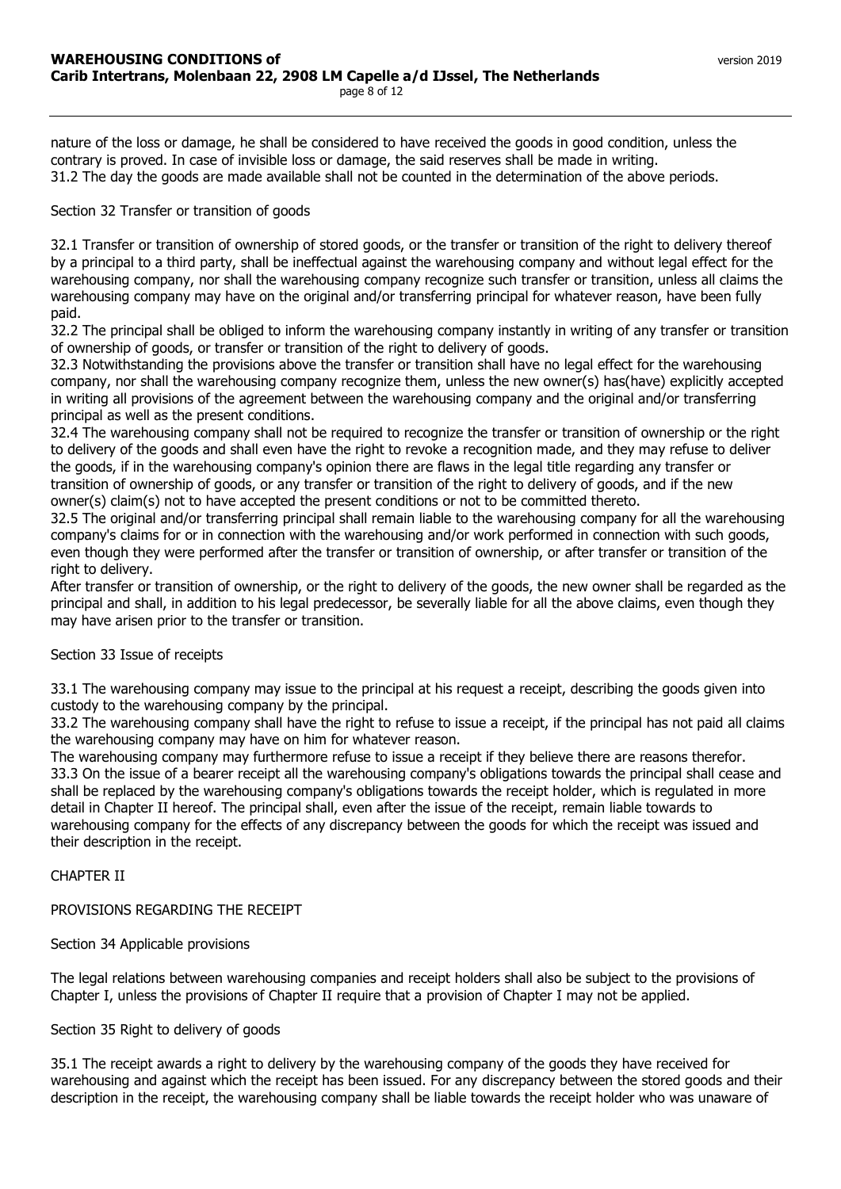nature of the loss or damage, he shall be considered to have received the goods in good condition, unless the contrary is proved. In case of invisible loss or damage, the said reserves shall be made in writing.
31.2 The day the goods are made available shall not be counted in the determination of the above periods.

Section 32 Transfer or transition of goods

32.1 Transfer or transition of ownership of stored goods, or the transfer or transition of the right to delivery thereof by a principal to a third party, shall be ineffectual against the warehousing company and without legal effect for the warehousing company, nor shall the warehousing company recognize such transfer or transition, unless all claims the warehousing company may have on the original and/or transferring principal for whatever reason, have been fully paid.
32.2 The principal shall be obliged to inform the warehousing company instantly in writing of any transfer or transition of ownership of goods, or transfer or transition of the right to delivery of goods.
32.3 Notwithstanding the provisions above the transfer or transition shall have no legal effect for the warehousing company, nor shall the warehousing company recognize them, unless the new owner(s) has(have) explicitly accepted in writing all provisions of the agreement between the warehousing company and the original and/or transferring principal as well as the present conditions.
32.4 The warehousing company shall not be required to recognize the transfer or transition of ownership or the right to delivery of the goods and shall even have the right to revoke a recognition made, and they may refuse to deliver the goods, if in the warehousing company's opinion there are flaws in the legal title regarding any transfer or transition of ownership of goods, or any transfer or transition of the right to delivery of goods, and if the new owner(s) claim(s) not to have accepted the present conditions or not to be committed thereto.
32.5 The original and/or transferring principal shall remain liable to the warehousing company for all the warehousing company's claims for or in connection with the warehousing and/or work performed in connection with such goods, even though they were performed after the transfer or transition of ownership, or after transfer or transition of the right to delivery.
After transfer or transition of ownership, or the right to delivery of the goods, the new owner shall be regarded as the principal and shall, in addition to his legal predecessor, be severally liable for all the above claims, even though they may have arisen prior to the transfer or transition.

Section 33 Issue of receipts

33.1 The warehousing company may issue to the principal at his request a receipt, describing the goods given into custody to the warehousing company by the principal.
33.2 The warehousing company shall have the right to refuse to issue a receipt, if the principal has not paid all claims the warehousing company may have on him for whatever reason.
The warehousing company may furthermore refuse to issue a receipt if they believe there are reasons therefor.
33.3 On the issue of a bearer receipt all the warehousing company's obligations towards the principal shall cease and shall be replaced by the warehousing company's obligations towards the receipt holder, which is regulated in more detail in Chapter II hereof. The principal shall, even after the issue of the receipt, remain liable towards to warehousing company for the effects of any discrepancy between the goods for which the receipt was issued and their description in the receipt.

CHAPTER II

PROVISIONS REGARDING THE RECEIPT

Section 34 Applicable provisions

The legal relations between warehousing companies and receipt holders shall also be subject to the provisions of Chapter I, unless the provisions of Chapter II require that a provision of Chapter I may not be applied.

Section 35 Right to delivery of goods

35.1 The receipt awards a right to delivery by the warehousing company of the goods they have received for warehousing and against which the receipt has been issued. For any discrepancy between the stored goods and their description in the receipt, the warehousing company shall be liable towards the receipt holder who was unaware of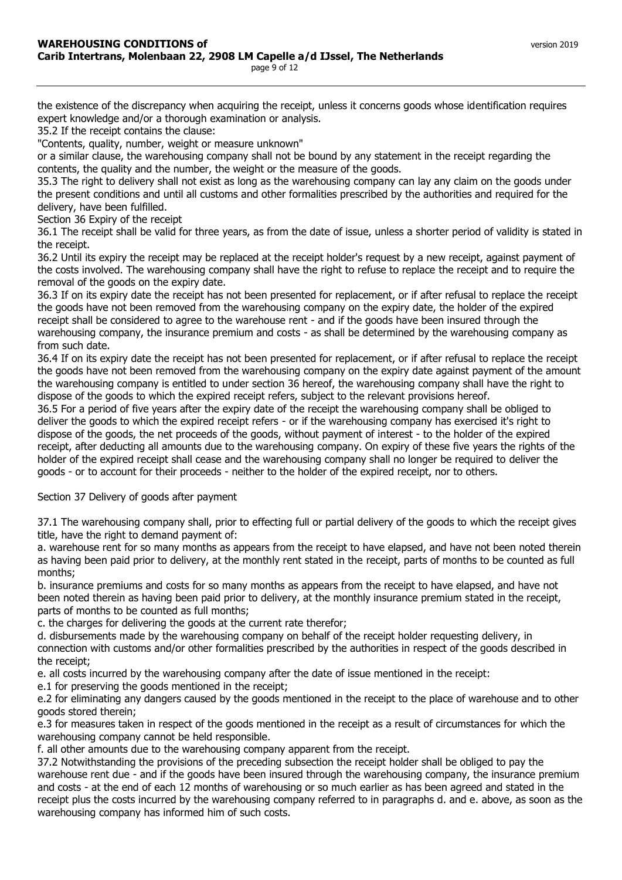the existence of the discrepancy when acquiring the receipt, unless it concerns goods whose identification requires expert knowledge and/or a thorough examination or analysis.

35.2 If the receipt contains the clause:

"Contents, quality, number, weight or measure unknown"

or a similar clause, the warehousing company shall not be bound by any statement in the receipt regarding the contents, the quality and the number, the weight or the measure of the goods.

35.3 The right to delivery shall not exist as long as the warehousing company can lay any claim on the goods under the present conditions and until all customs and other formalities prescribed by the authorities and required for the delivery, have been fulfilled.

Section 36 Expiry of the receipt

36.1 The receipt shall be valid for three years, as from the date of issue, unless a shorter period of validity is stated in the receipt.

36.2 Until its expiry the receipt may be replaced at the receipt holder's request by a new receipt, against payment of the costs involved. The warehousing company shall have the right to refuse to replace the receipt and to require the removal of the goods on the expiry date.

36.3 If on its expiry date the receipt has not been presented for replacement, or if after refusal to replace the receipt the goods have not been removed from the warehousing company on the expiry date, the holder of the expired receipt shall be considered to agree to the warehouse rent - and if the goods have been insured through the warehousing company, the insurance premium and costs - as shall be determined by the warehousing company as from such date.

36.4 If on its expiry date the receipt has not been presented for replacement, or if after refusal to replace the receipt the goods have not been removed from the warehousing company on the expiry date against payment of the amount the warehousing company is entitled to under section 36 hereof, the warehousing company shall have the right to dispose of the goods to which the expired receipt refers, subject to the relevant provisions hereof.

36.5 For a period of five years after the expiry date of the receipt the warehousing company shall be obliged to deliver the goods to which the expired receipt refers - or if the warehousing company has exercised it's right to dispose of the goods, the net proceeds of the goods, without payment of interest - to the holder of the expired receipt, after deducting all amounts due to the warehousing company. On expiry of these five years the rights of the holder of the expired receipt shall cease and the warehousing company shall no longer be required to deliver the goods - or to account for their proceeds - neither to the holder of the expired receipt, nor to others.

Section 37 Delivery of goods after payment

37.1 The warehousing company shall, prior to effecting full or partial delivery of the goods to which the receipt gives title, have the right to demand payment of:

a. warehouse rent for so many months as appears from the receipt to have elapsed, and have not been noted therein as having been paid prior to delivery, at the monthly rent stated in the receipt, parts of months to be counted as full months;

b. insurance premiums and costs for so many months as appears from the receipt to have elapsed, and have not been noted therein as having been paid prior to delivery, at the monthly insurance premium stated in the receipt, parts of months to be counted as full months;

c. the charges for delivering the goods at the current rate therefor;

d. disbursements made by the warehousing company on behalf of the receipt holder requesting delivery, in connection with customs and/or other formalities prescribed by the authorities in respect of the goods described in the receipt;

e. all costs incurred by the warehousing company after the date of issue mentioned in the receipt:

e.1 for preserving the goods mentioned in the receipt;

e.2 for eliminating any dangers caused by the goods mentioned in the receipt to the place of warehouse and to other goods stored therein;

e.3 for measures taken in respect of the goods mentioned in the receipt as a result of circumstances for which the warehousing company cannot be held responsible.

f. all other amounts due to the warehousing company apparent from the receipt.

37.2 Notwithstanding the provisions of the preceding subsection the receipt holder shall be obliged to pay the warehouse rent due - and if the goods have been insured through the warehousing company, the insurance premium and costs - at the end of each 12 months of warehousing or so much earlier as has been agreed and stated in the receipt plus the costs incurred by the warehousing company referred to in paragraphs d. and e. above, as soon as the warehousing company has informed him of such costs.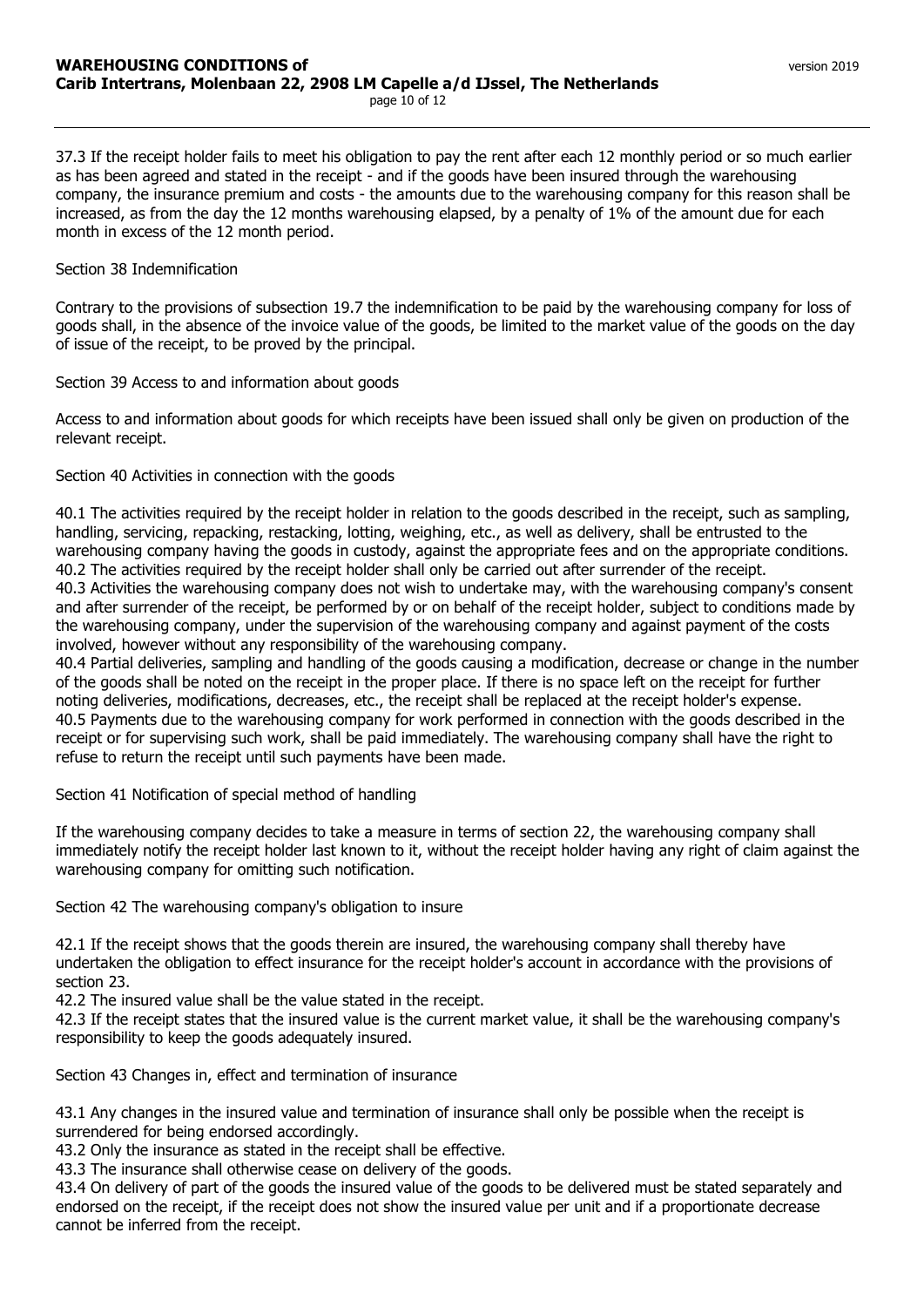37.3 If the receipt holder fails to meet his obligation to pay the rent after each 12 monthly period or so much earlier as has been agreed and stated in the receipt - and if the goods have been insured through the warehousing company, the insurance premium and costs - the amounts due to the warehousing company for this reason shall be increased, as from the day the 12 months warehousing elapsed, by a penalty of 1% of the amount due for each month in excess of the 12 month period.

## Section 38 Indemnification

Contrary to the provisions of subsection 19.7 the indemnification to be paid by the warehousing company for loss of goods shall, in the absence of the invoice value of the goods, be limited to the market value of the goods on the day of issue of the receipt, to be proved by the principal.

## Section 39 Access to and information about goods

Access to and information about goods for which receipts have been issued shall only be given on production of the relevant receipt.

## Section 40 Activities in connection with the goods

40.1 The activities required by the receipt holder in relation to the goods described in the receipt, such as sampling, handling, servicing, repacking, restacking, lotting, weighing, etc., as well as delivery, shall be entrusted to the warehousing company having the goods in custody, against the appropriate fees and on the appropriate conditions.
40.2 The activities required by the receipt holder shall only be carried out after surrender of the receipt.
40.3 Activities the warehousing company does not wish to undertake may, with the warehousing company's consent and after surrender of the receipt, be performed by or on behalf of the receipt holder, subject to conditions made by the warehousing company, under the supervision of the warehousing company and against payment of the costs involved, however without any responsibility of the warehousing company.
40.4 Partial deliveries, sampling and handling of the goods causing a modification, decrease or change in the number of the goods shall be noted on the receipt in the proper place. If there is no space left on the receipt for further noting deliveries, modifications, decreases, etc., the receipt shall be replaced at the receipt holder's expense.
40.5 Payments due to the warehousing company for work performed in connection with the goods described in the receipt or for supervising such work, shall be paid immediately. The warehousing company shall have the right to refuse to return the receipt until such payments have been made.

## Section 41 Notification of special method of handling

If the warehousing company decides to take a measure in terms of section 22, the warehousing company shall immediately notify the receipt holder last known to it, without the receipt holder having any right of claim against the warehousing company for omitting such notification.

## Section 42 The warehousing company's obligation to insure

42.1 If the receipt shows that the goods therein are insured, the warehousing company shall thereby have undertaken the obligation to effect insurance for the receipt holder's account in accordance with the provisions of section 23.
42.2 The insured value shall be the value stated in the receipt.
42.3 If the receipt states that the insured value is the current market value, it shall be the warehousing company's responsibility to keep the goods adequately insured.

## Section 43 Changes in, effect and termination of insurance

43.1 Any changes in the insured value and termination of insurance shall only be possible when the receipt is surrendered for being endorsed accordingly.
43.2 Only the insurance as stated in the receipt shall be effective.
43.3 The insurance shall otherwise cease on delivery of the goods.
43.4 On delivery of part of the goods the insured value of the goods to be delivered must be stated separately and endorsed on the receipt, if the receipt does not show the insured value per unit and if a proportionate decrease cannot be inferred from the receipt.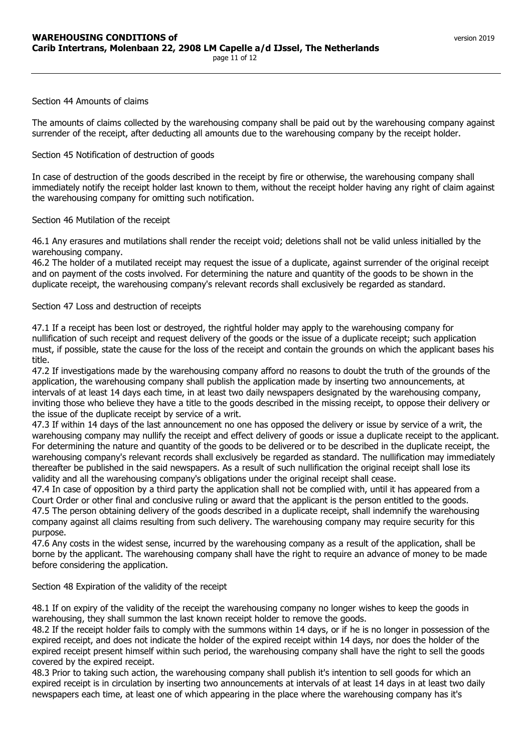Section 44 Amounts of claims

The amounts of claims collected by the warehousing company shall be paid out by the warehousing company against surrender of the receipt, after deducting all amounts due to the warehousing company by the receipt holder.

Section 45 Notification of destruction of goods

In case of destruction of the goods described in the receipt by fire or otherwise, the warehousing company shall immediately notify the receipt holder last known to them, without the receipt holder having any right of claim against the warehousing company for omitting such notification.

Section 46 Mutilation of the receipt

46.1 Any erasures and mutilations shall render the receipt void; deletions shall not be valid unless initialled by the warehousing company.
46.2 The holder of a mutilated receipt may request the issue of a duplicate, against surrender of the original receipt and on payment of the costs involved. For determining the nature and quantity of the goods to be shown in the duplicate receipt, the warehousing company's relevant records shall exclusively be regarded as standard.

Section 47 Loss and destruction of receipts

47.1 If a receipt has been lost or destroyed, the rightful holder may apply to the warehousing company for nullification of such receipt and request delivery of the goods or the issue of a duplicate receipt; such application must, if possible, state the cause for the loss of the receipt and contain the grounds on which the applicant bases his title.
47.2 If investigations made by the warehousing company afford no reasons to doubt the truth of the grounds of the application, the warehousing company shall publish the application made by inserting two announcements, at intervals of at least 14 days each time, in at least two daily newspapers designated by the warehousing company, inviting those who believe they have a title to the goods described in the missing receipt, to oppose their delivery or the issue of the duplicate receipt by service of a writ.
47.3 If within 14 days of the last announcement no one has opposed the delivery or issue by service of a writ, the warehousing company may nullify the receipt and effect delivery of goods or issue a duplicate receipt to the applicant. For determining the nature and quantity of the goods to be delivered or to be described in the duplicate receipt, the warehousing company's relevant records shall exclusively be regarded as standard. The nullification may immediately thereafter be published in the said newspapers. As a result of such nullification the original receipt shall lose its validity and all the warehousing company's obligations under the original receipt shall cease.
47.4 In case of opposition by a third party the application shall not be complied with, until it has appeared from a Court Order or other final and conclusive ruling or award that the applicant is the person entitled to the goods.
47.5 The person obtaining delivery of the goods described in a duplicate receipt, shall indemnify the warehousing company against all claims resulting from such delivery. The warehousing company may require security for this purpose.
47.6 Any costs in the widest sense, incurred by the warehousing company as a result of the application, shall be borne by the applicant. The warehousing company shall have the right to require an advance of money to be made before considering the application.

Section 48 Expiration of the validity of the receipt

48.1 If on expiry of the validity of the receipt the warehousing company no longer wishes to keep the goods in warehousing, they shall summon the last known receipt holder to remove the goods.
48.2 If the receipt holder fails to comply with the summons within 14 days, or if he is no longer in possession of the expired receipt, and does not indicate the holder of the expired receipt within 14 days, nor does the holder of the expired receipt present himself within such period, the warehousing company shall have the right to sell the goods covered by the expired receipt.
48.3 Prior to taking such action, the warehousing company shall publish it's intention to sell goods for which an expired receipt is in circulation by inserting two announcements at intervals of at least 14 days in at least two daily newspapers each time, at least one of which appearing in the place where the warehousing company has it's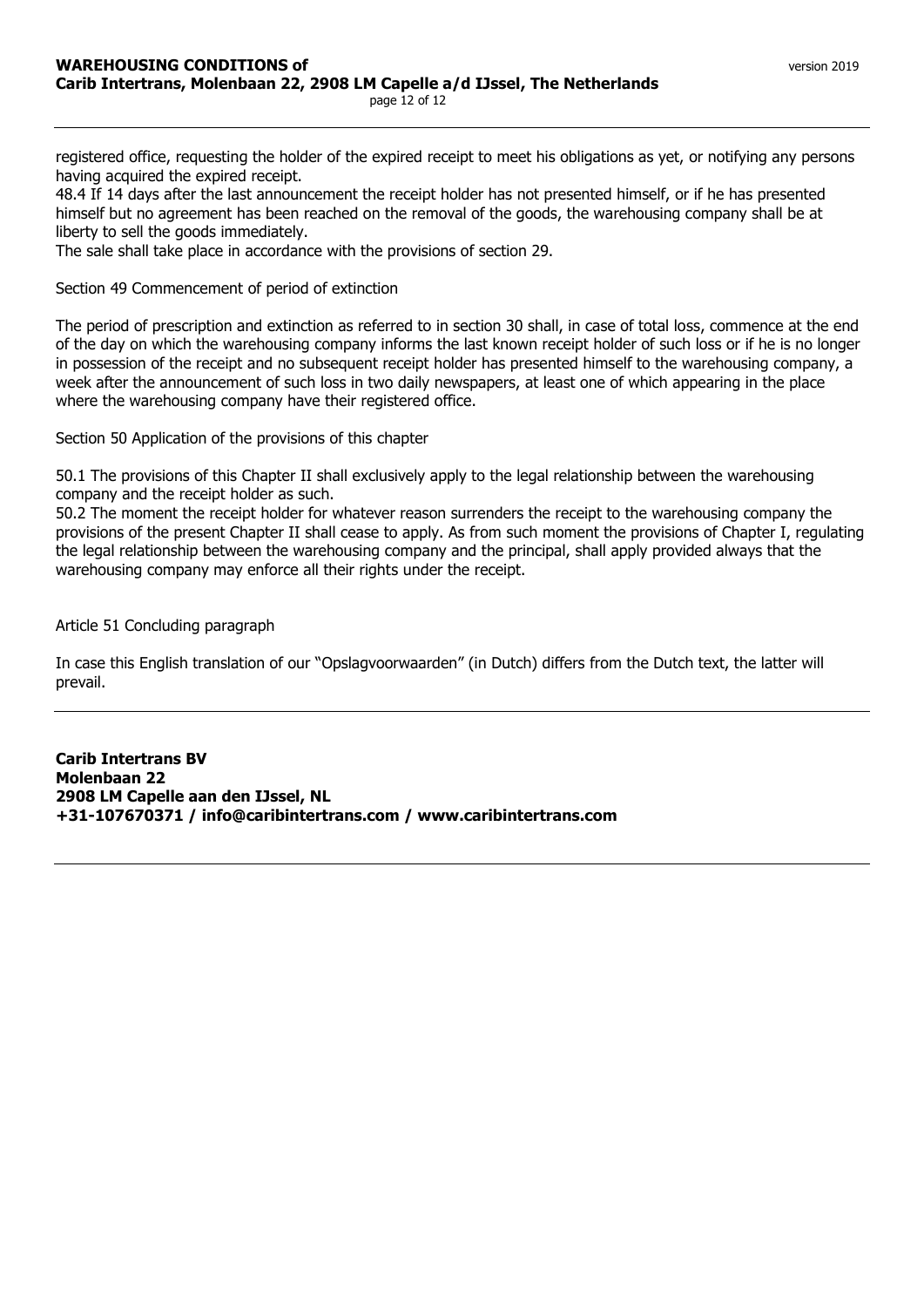registered office, requesting the holder of the expired receipt to meet his obligations as yet, or notifying any persons having acquired the expired receipt.

48.4 If 14 days after the last announcement the receipt holder has not presented himself, or if he has presented himself but no agreement has been reached on the removal of the goods, the warehousing company shall be at liberty to sell the goods immediately.
The sale shall take place in accordance with the provisions of section 29.

Section 49 Commencement of period of extinction

The period of prescription and extinction as referred to in section 30 shall, in case of total loss, commence at the end of the day on which the warehousing company informs the last known receipt holder of such loss or if he is no longer in possession of the receipt and no subsequent receipt holder has presented himself to the warehousing company, a week after the announcement of such loss in two daily newspapers, at least one of which appearing in the place where the warehousing company have their registered office.

Section 50 Application of the provisions of this chapter

50.1 The provisions of this Chapter II shall exclusively apply to the legal relationship between the warehousing company and the receipt holder as such.

50.2 The moment the receipt holder for whatever reason surrenders the receipt to the warehousing company the provisions of the present Chapter II shall cease to apply. As from such moment the provisions of Chapter I, regulating the legal relationship between the warehousing company and the principal, shall apply provided always that the warehousing company may enforce all their rights under the receipt.

Article 51 Concluding paragraph

In case this English translation of our "Opslagvoorwaarden" (in Dutch) differs from the Dutch text, the latter will prevail.

---

**Carib Intertrans BV**
**Molenbaan 22**
**2908 LM Capelle aan den IJssel, NL**
**+31-107670371 / info@caribintertrans.com / www.caribintertrans.com**

---